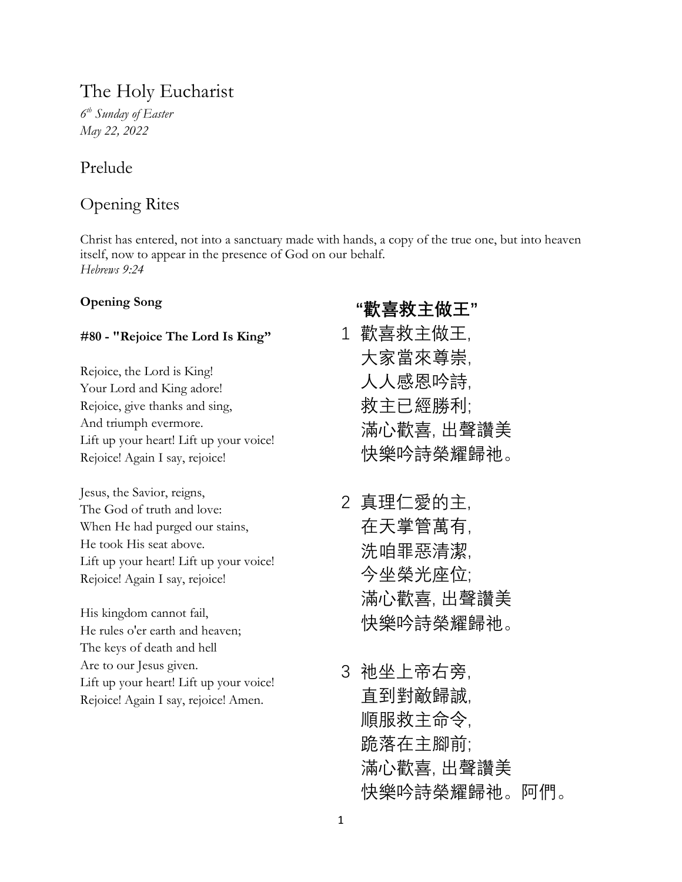# The Holy Eucharist

*6th Sunday of Easter*
*May 22, 2022*

## Prelude

## Opening Rites

Christ has entered, not into a sanctuary made with hands, a copy of the true one, but into heaven itself, now to appear in the presence of God on our behalf.
*Hebrews 9:24*

**Opening Song**

**#80 - "Rejoice The Lord Is King"**

Rejoice, the Lord is King!
Your Lord and King adore!
Rejoice, give thanks and sing,
And triumph evermore.
Lift up your heart! Lift up your voice!
Rejoice! Again I say, rejoice!

Jesus, the Savior, reigns,
The God of truth and love:
When He had purged our stains,
He took His seat above.
Lift up your heart! Lift up your voice!
Rejoice! Again I say, rejoice!

His kingdom cannot fail,
He rules o'er earth and heaven;
The keys of death and hell
Are to our Jesus given.
Lift up your heart! Lift up your voice!
Rejoice! Again I say, rejoice! Amen.

**"歡喜救主做王"**

1 歡喜救主做王,
大家當來尊崇,
人人感恩吟詩,
救主已經勝利;
滿心歡喜, 出聲讚美
快樂吟詩榮耀歸祂。

2 真理仁愛的主,
在天掌管萬有,
洗咱罪惡清潔,
今坐榮光座位;
滿心歡喜, 出聲讚美
快樂吟詩榮耀歸祂。

3 祂坐上帝右旁,
直到對敵歸誠,
順服救主命令,
跪落在主腳前;
滿心歡喜, 出聲讚美
快樂吟詩榮耀歸祂。阿們。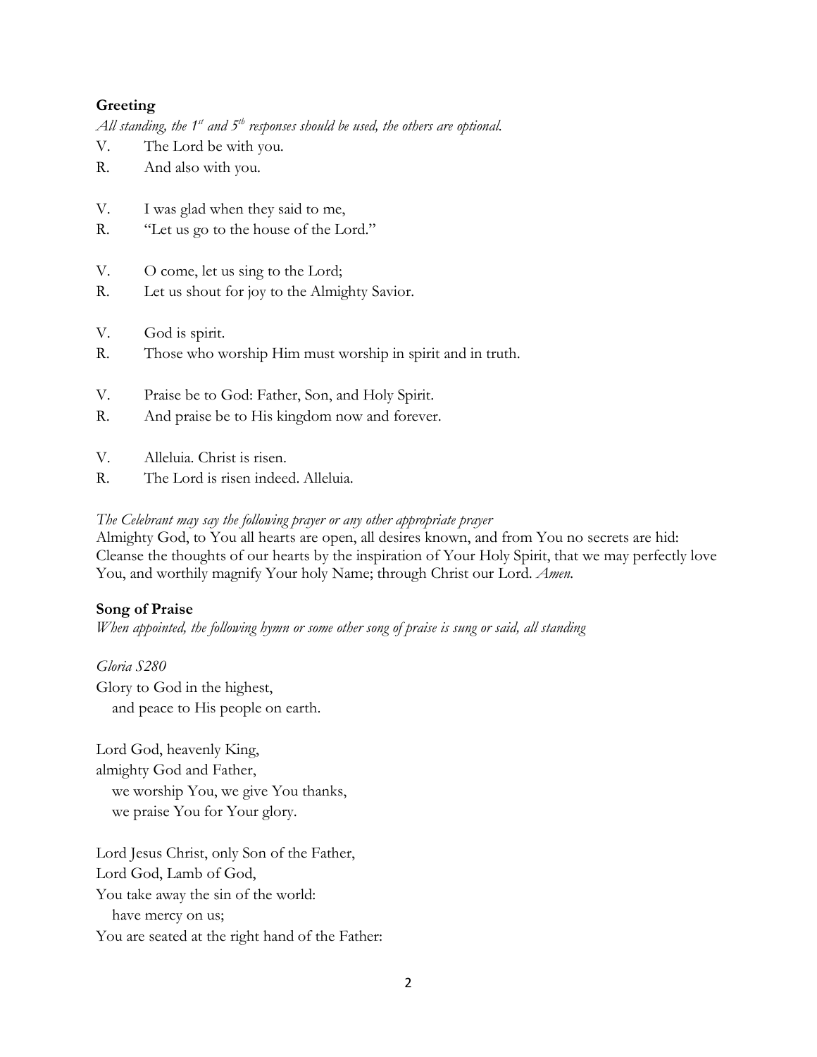**Greeting**

*All standing, the 1st and 5th responses should be used, the others are optional.*

V. The Lord be with you.
R. And also with you.

V. I was glad when they said to me,
R. "Let us go to the house of the Lord."

V. O come, let us sing to the Lord;
R. Let us shout for joy to the Almighty Savior.

V. God is spirit.
R. Those who worship Him must worship in spirit and in truth.

V. Praise be to God: Father, Son, and Holy Spirit.
R. And praise be to His kingdom now and forever.

V. Alleluia. Christ is risen.
R. The Lord is risen indeed. Alleluia.

*The Celebrant may say the following prayer or any other appropriate prayer*

Almighty God, to You all hearts are open, all desires known, and from You no secrets are hid: Cleanse the thoughts of our hearts by the inspiration of Your Holy Spirit, that we may perfectly love You, and worthily magnify Your holy Name; through Christ our Lord. *Amen.*

**Song of Praise**

*When appointed, the following hymn or some other song of praise is sung or said, all standing*

*Gloria S280*

Glory to God in the highest,
  and peace to His people on earth.

Lord God, heavenly King,
almighty God and Father,
  we worship You, we give You thanks,
  we praise You for Your glory.

Lord Jesus Christ, only Son of the Father,
Lord God, Lamb of God,
You take away the sin of the world:
  have mercy on us;
You are seated at the right hand of the Father: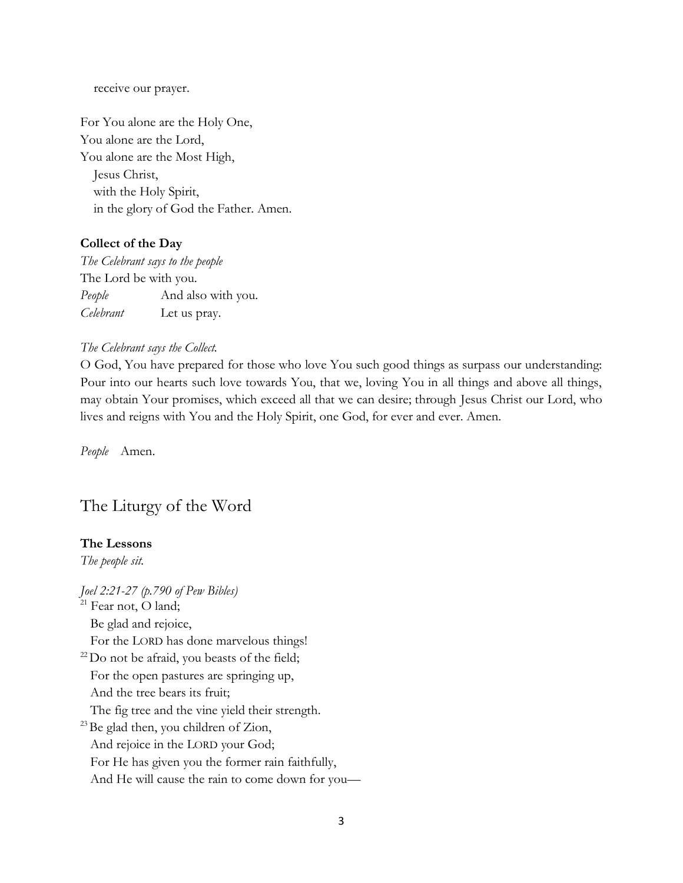receive our prayer.

For You alone are the Holy One,
You alone are the Lord,
You alone are the Most High,
Jesus Christ,
with the Holy Spirit,
in the glory of God the Father. Amen.

**Collect of the Day**

*The Celebrant says to the people*
The Lord be with you.
*People* And also with you.
*Celebrant* Let us pray.

*The Celebrant says the Collect.*
O God, You have prepared for those who love You such good things as surpass our understanding: Pour into our hearts such love towards You, that we, loving You in all things and above all things, may obtain Your promises, which exceed all that we can desire; through Jesus Christ our Lord, who lives and reigns with You and the Holy Spirit, one God, for ever and ever. Amen.

*People* Amen.

## The Liturgy of the Word

**The Lessons**

*The people sit.*

*Joel 2:21-27 (p.790 of Pew Bibles)*
[21] Fear not, O land;
Be glad and rejoice,
For the LORD has done marvelous things!
[22] Do not be afraid, you beasts of the field;
For the open pastures are springing up,
And the tree bears its fruit;
The fig tree and the vine yield their strength.
[23] Be glad then, you children of Zion,
And rejoice in the LORD your God;
For He has given you the former rain faithfully,
And He will cause the rain to come down for you—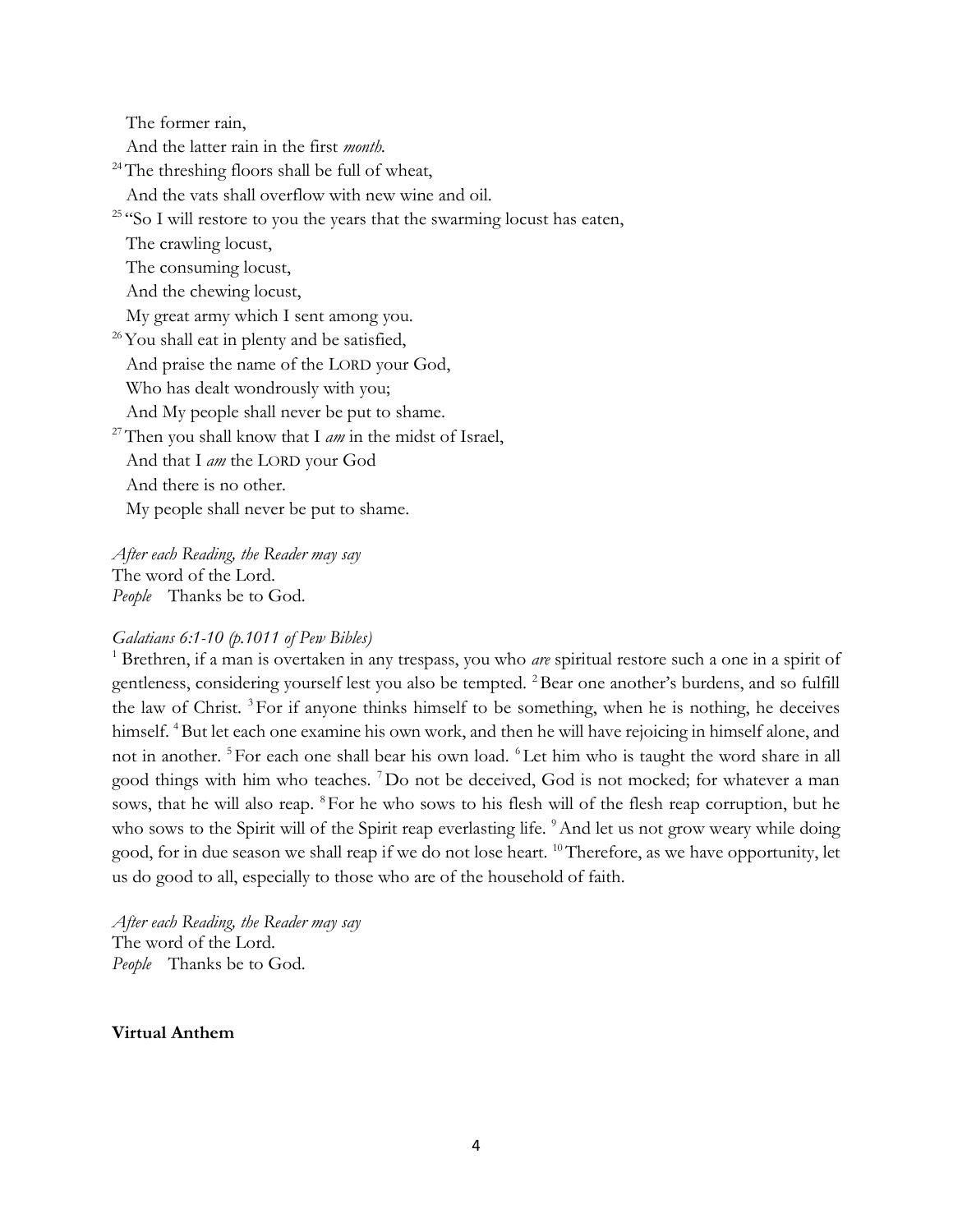The former rain,
And the latter rain in the first *month*.
[24] The threshing floors shall be full of wheat,
And the vats shall overflow with new wine and oil.
[25] "So I will restore to you the years that the swarming locust has eaten,
The crawling locust,
The consuming locust,
And the chewing locust,
My great army which I sent among you.
[26] You shall eat in plenty and be satisfied,
And praise the name of the LORD your God,
Who has dealt wondrously with you;
And My people shall never be put to shame.
[27] Then you shall know that I *am* in the midst of Israel,
And that I *am* the LORD your God
And there is no other.
My people shall never be put to shame.

*After each Reading, the Reader may say*
The word of the Lord.
*People* Thanks be to God.

*Galatians 6:1-10 (p.1011 of Pew Bibles)*
[1] Brethren, if a man is overtaken in any trespass, you who *are* spiritual restore such a one in a spirit of gentleness, considering yourself lest you also be tempted. [2] Bear one another's burdens, and so fulfill the law of Christ. [3] For if anyone thinks himself to be something, when he is nothing, he deceives himself. [4] But let each one examine his own work, and then he will have rejoicing in himself alone, and not in another. [5] For each one shall bear his own load. [6] Let him who is taught the word share in all good things with him who teaches. [7] Do not be deceived, God is not mocked; for whatever a man sows, that he will also reap. [8] For he who sows to his flesh will of the flesh reap corruption, but he who sows to the Spirit will of the Spirit reap everlasting life. [9] And let us not grow weary while doing good, for in due season we shall reap if we do not lose heart. [10] Therefore, as we have opportunity, let us do good to all, especially to those who are of the household of faith.

*After each Reading, the Reader may say*
The word of the Lord.
*People* Thanks be to God.

**Virtual Anthem**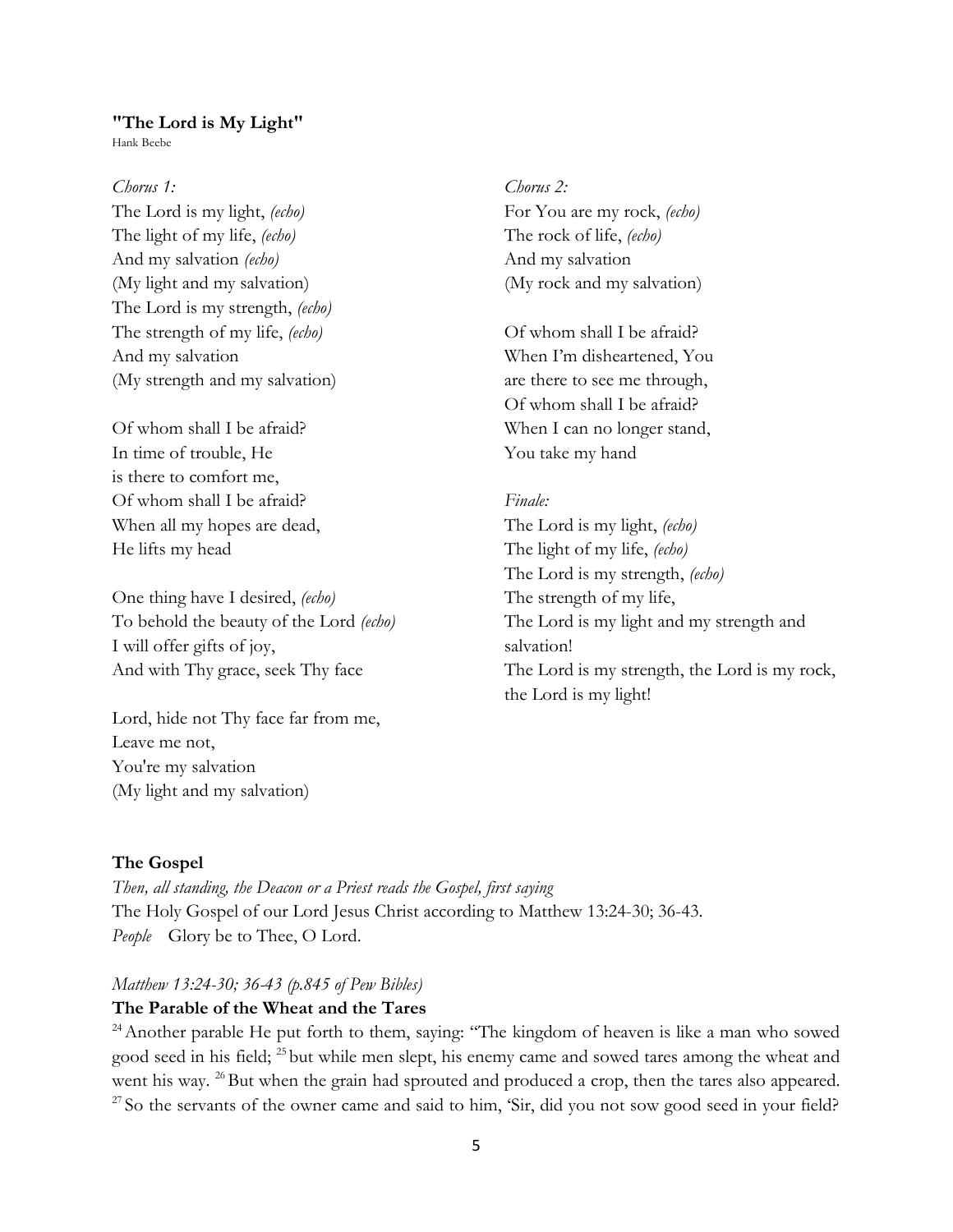**"The Lord is My Light"**
Hank Beebe

*Chorus 1:*
The Lord is my light, *(echo)*
The light of my life, *(echo)*
And my salvation *(echo)*
(My light and my salvation)
The Lord is my strength, *(echo)*
The strength of my life, *(echo)*
And my salvation
(My strength and my salvation)

Of whom shall I be afraid?
In time of trouble, He
is there to comfort me,
Of whom shall I be afraid?
When all my hopes are dead,
He lifts my head

One thing have I desired, *(echo)*
To behold the beauty of the Lord *(echo)*
I will offer gifts of joy,
And with Thy grace, seek Thy face

Lord, hide not Thy face far from me,
Leave me not,
You're my salvation
(My light and my salvation)

*Chorus 2:*
For You are my rock, *(echo)*
The rock of life, *(echo)*
And my salvation
(My rock and my salvation)

Of whom shall I be afraid?
When I'm disheartened, You
are there to see me through,
Of whom shall I be afraid?
When I can no longer stand,
You take my hand

*Finale:*
The Lord is my light, *(echo)*
The light of my life, *(echo)*
The Lord is my strength, *(echo)*
The strength of my life,
The Lord is my light and my strength and salvation!
The Lord is my strength, the Lord is my rock, the Lord is my light!

**The Gospel**

*Then, all standing, the Deacon or a Priest reads the Gospel, first saying*
The Holy Gospel of our Lord Jesus Christ according to Matthew 13:24-30; 36-43.
*People* Glory be to Thee, O Lord.

*Matthew 13:24-30; 36-43 (p.845 of Pew Bibles)*

**The Parable of the Wheat and the Tares**

[24] Another parable He put forth to them, saying: "The kingdom of heaven is like a man who sowed good seed in his field; [25] but while men slept, his enemy came and sowed tares among the wheat and went his way. [26] But when the grain had sprouted and produced a crop, then the tares also appeared. [27] So the servants of the owner came and said to him, 'Sir, did you not sow good seed in your field?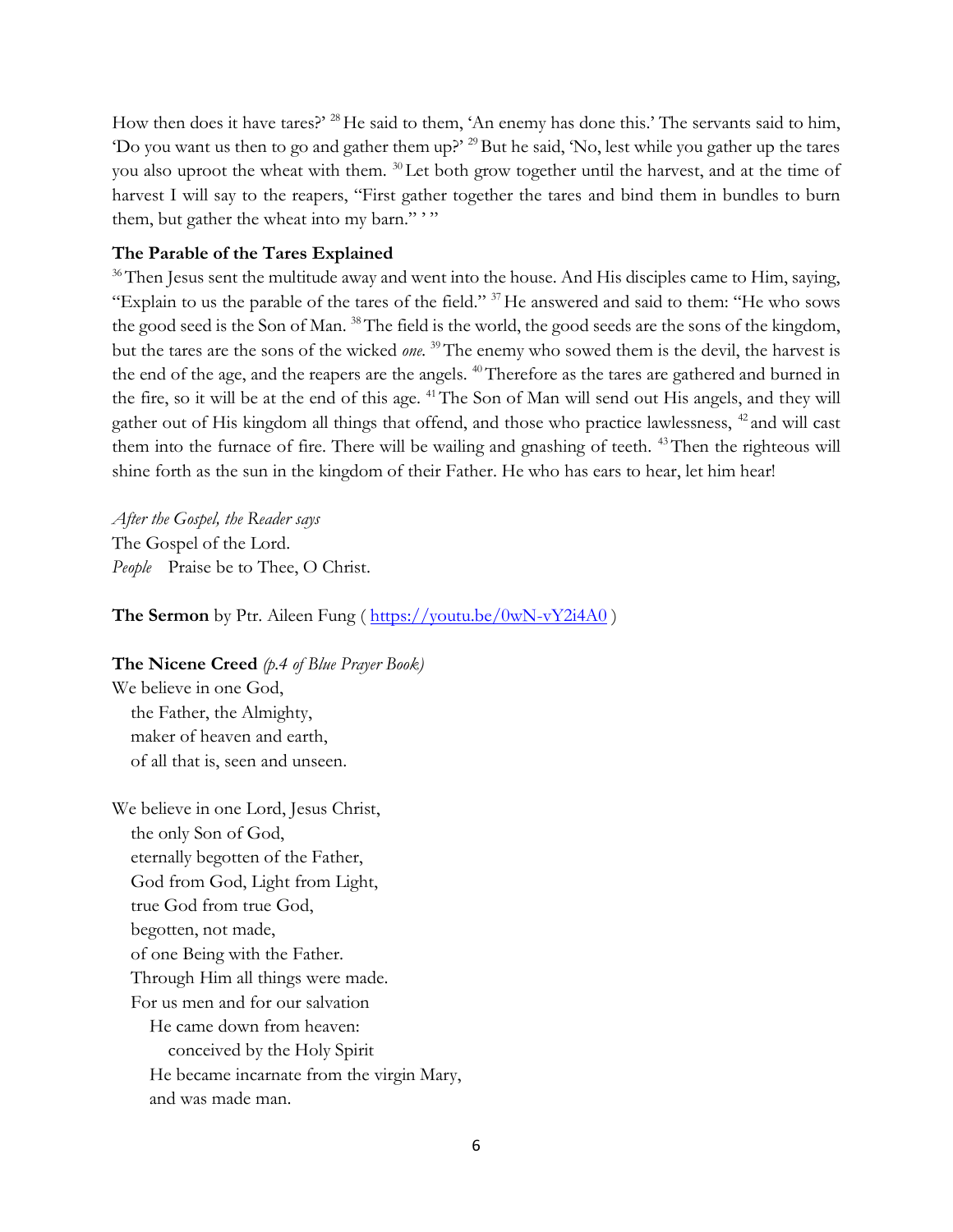How then does it have tares?' [28] He said to them, 'An enemy has done this.' The servants said to him, 'Do you want us then to go and gather them up?' [29] But he said, 'No, lest while you gather up the tares you also uproot the wheat with them. [30] Let both grow together until the harvest, and at the time of harvest I will say to the reapers, "First gather together the tares and bind them in bundles to burn them, but gather the wheat into my barn." ' "

**The Parable of the Tares Explained**

[36] Then Jesus sent the multitude away and went into the house. And His disciples came to Him, saying, "Explain to us the parable of the tares of the field." [37] He answered and said to them: "He who sows the good seed is the Son of Man. [38] The field is the world, the good seeds are the sons of the kingdom, but the tares are the sons of the wicked *one.* [39] The enemy who sowed them is the devil, the harvest is the end of the age, and the reapers are the angels. [40] Therefore as the tares are gathered and burned in the fire, so it will be at the end of this age. [41] The Son of Man will send out His angels, and they will gather out of His kingdom all things that offend, and those who practice lawlessness, [42] and will cast them into the furnace of fire. There will be wailing and gnashing of teeth. [43] Then the righteous will shine forth as the sun in the kingdom of their Father. He who has ears to hear, let him hear!

*After the Gospel, the Reader says*
The Gospel of the Lord.
*People* Praise be to Thee, O Christ.

**The Sermon** by Ptr. Aileen Fung ( https://youtu.be/0wN-vY2i4A0 )

**The Nicene Creed** *(p.4 of Blue Prayer Book)*

We believe in one God,
the Father, the Almighty,
maker of heaven and earth,
of all that is, seen and unseen.

We believe in one Lord, Jesus Christ,
the only Son of God,
eternally begotten of the Father,
God from God, Light from Light,
true God from true God,
begotten, not made,
of one Being with the Father.
Through Him all things were made.
For us men and for our salvation
He came down from heaven:
conceived by the Holy Spirit
He became incarnate from the virgin Mary,
and was made man.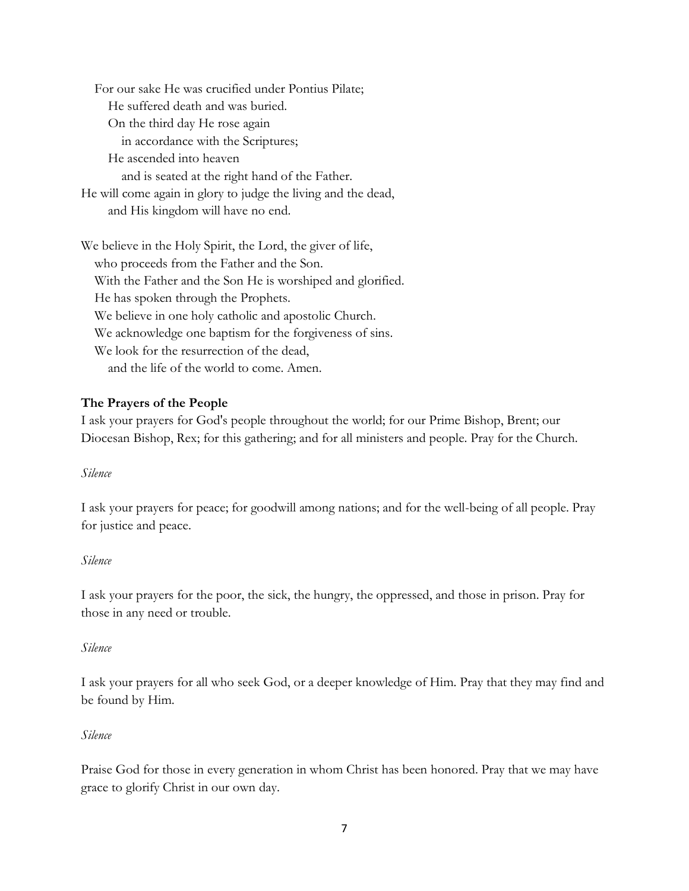For our sake He was crucified under Pontius Pilate;
He suffered death and was buried.
On the third day He rose again
in accordance with the Scriptures;
He ascended into heaven
and is seated at the right hand of the Father.
He will come again in glory to judge the living and the dead,
and His kingdom will have no end.

We believe in the Holy Spirit, the Lord, the giver of life,
who proceeds from the Father and the Son.
With the Father and the Son He is worshiped and glorified.
He has spoken through the Prophets.
We believe in one holy catholic and apostolic Church.
We acknowledge one baptism for the forgiveness of sins.
We look for the resurrection of the dead,
and the life of the world to come. Amen.

**The Prayers of the People**

I ask your prayers for God's people throughout the world; for our Prime Bishop, Brent; our Diocesan Bishop, Rex; for this gathering; and for all ministers and people. Pray for the Church.

*Silence*

I ask your prayers for peace; for goodwill among nations; and for the well-being of all people. Pray for justice and peace.

*Silence*

I ask your prayers for the poor, the sick, the hungry, the oppressed, and those in prison. Pray for those in any need or trouble.

*Silence*

I ask your prayers for all who seek God, or a deeper knowledge of Him. Pray that they may find and be found by Him.

*Silence*

Praise God for those in every generation in whom Christ has been honored. Pray that we may have grace to glorify Christ in our own day.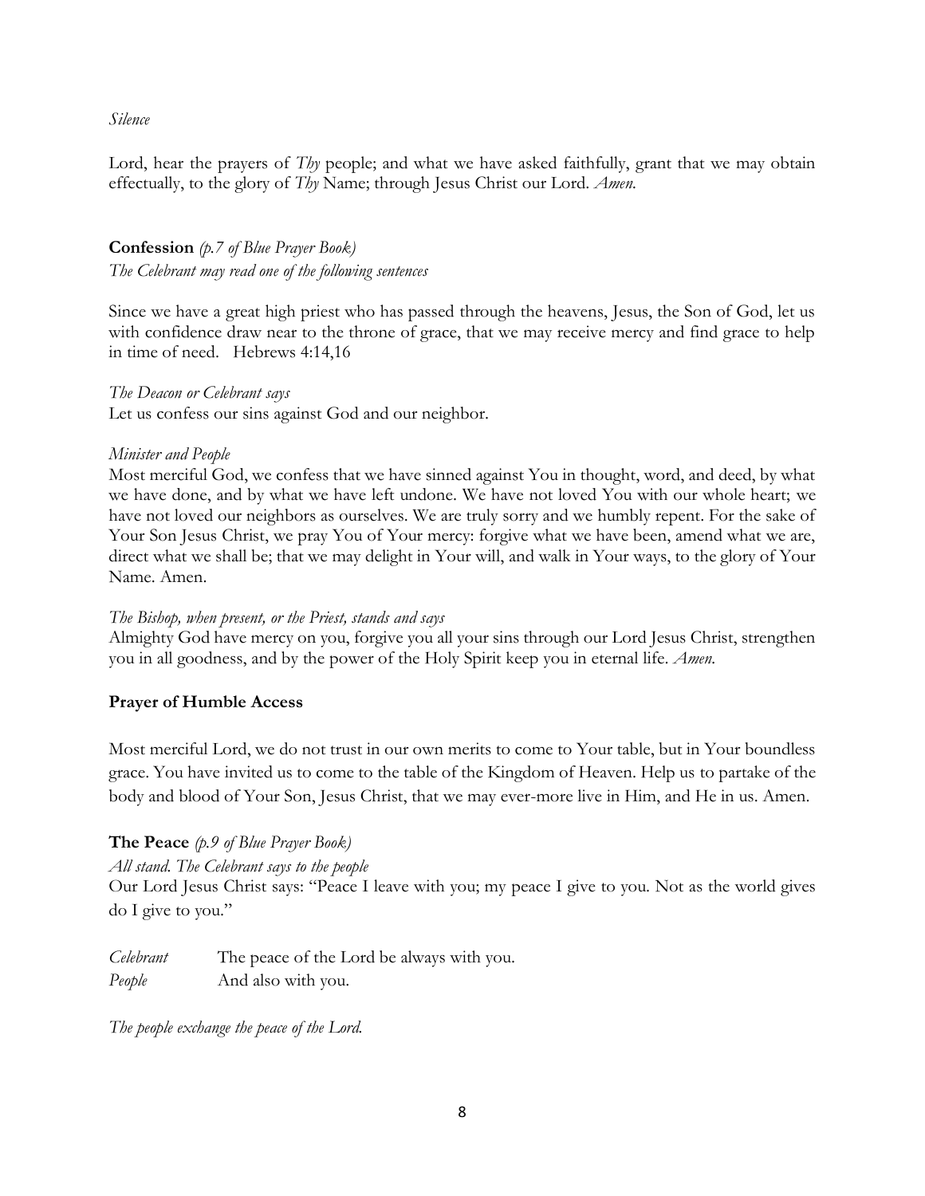*Silence*

Lord, hear the prayers of *Thy* people; and what we have asked faithfully, grant that we may obtain effectually, to the glory of *Thy* Name; through Jesus Christ our Lord. *Amen.*

**Confession** *(p.7 of Blue Prayer Book)*

*The Celebrant may read one of the following sentences*

Since we have a great high priest who has passed through the heavens, Jesus, the Son of God, let us with confidence draw near to the throne of grace, that we may receive mercy and find grace to help in time of need. Hebrews 4:14,16

*The Deacon or Celebrant says*

Let us confess our sins against God and our neighbor.

*Minister and People*

Most merciful God, we confess that we have sinned against You in thought, word, and deed, by what we have done, and by what we have left undone. We have not loved You with our whole heart; we have not loved our neighbors as ourselves. We are truly sorry and we humbly repent. For the sake of Your Son Jesus Christ, we pray You of Your mercy: forgive what we have been, amend what we are, direct what we shall be; that we may delight in Your will, and walk in Your ways, to the glory of Your Name. Amen.

*The Bishop, when present, or the Priest, stands and says*

Almighty God have mercy on you, forgive you all your sins through our Lord Jesus Christ, strengthen you in all goodness, and by the power of the Holy Spirit keep you in eternal life. *Amen.*

**Prayer of Humble Access**

Most merciful Lord, we do not trust in our own merits to come to Your table, but in Your boundless grace. You have invited us to come to the table of the Kingdom of Heaven. Help us to partake of the body and blood of Your Son, Jesus Christ, that we may ever-more live in Him, and He in us. Amen.

**The Peace** *(p.9 of Blue Prayer Book)*

*All stand. The Celebrant says to the people*

Our Lord Jesus Christ says: "Peace I leave with you; my peace I give to you. Not as the world gives do I give to you."

*Celebrant* The peace of the Lord be always with you.

*People* And also with you.

*The people exchange the peace of the Lord.*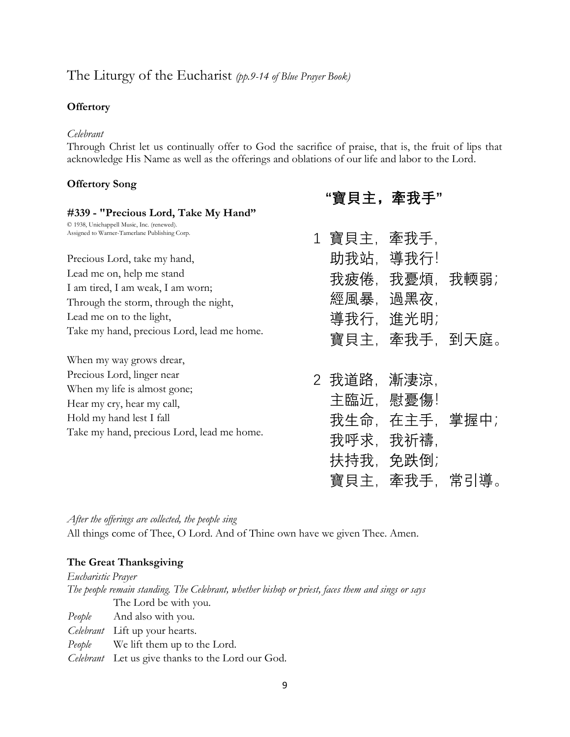## The Liturgy of the Eucharist *(pp.9-14 of Blue Prayer Book)*

**Offertory**

*Celebrant*
Through Christ let us continually offer to God the sacrifice of praise, that is, the fruit of lips that acknowledge His Name as well as the offerings and oblations of our life and labor to the Lord.

**Offertory Song**

**#339 - "Precious Lord, Take My Hand"**
© 1938, Unichappell Music, Inc. (renewed).
Assigned to Warner-Tamerlane Publishing Corp.

Precious Lord, take my hand,
Lead me on, help me stand
I am tired, I am weak, I am worn;
Through the storm, through the night,
Lead me on to the light,
Take my hand, precious Lord, lead me home.

When my way grows drear,
Precious Lord, linger near
When my life is almost gone;
Hear my cry, hear my call,
Hold my hand lest I fall
Take my hand, precious Lord, lead me home.

**"寶貝主，牽我手"**

1 寶貝主，牽我手，
助我站，導我行！
我疲倦，我憂煩，我輭弱；
經風暴，過黑夜，
導我行，進光明；
寶貝主，牽我手，到天庭。

2 我道路，漸淒涼，
主臨近，慰憂傷！
我生命，在主手，掌握中；
我呼求，我祈禱，
扶持我，免跌倒；
寶貝主，牽我手，常引導。

*After the offerings are collected, the people sing*
All things come of Thee, O Lord. And of Thine own have we given Thee. Amen.

**The Great Thanksgiving**

*Eucharistic Prayer*
*The people remain standing. The Celebrant, whether bishop or priest, faces them and sings or says*
The Lord be with you.
*People* And also with you.
*Celebrant* Lift up your hearts.
*People* We lift them up to the Lord.
*Celebrant* Let us give thanks to the Lord our God.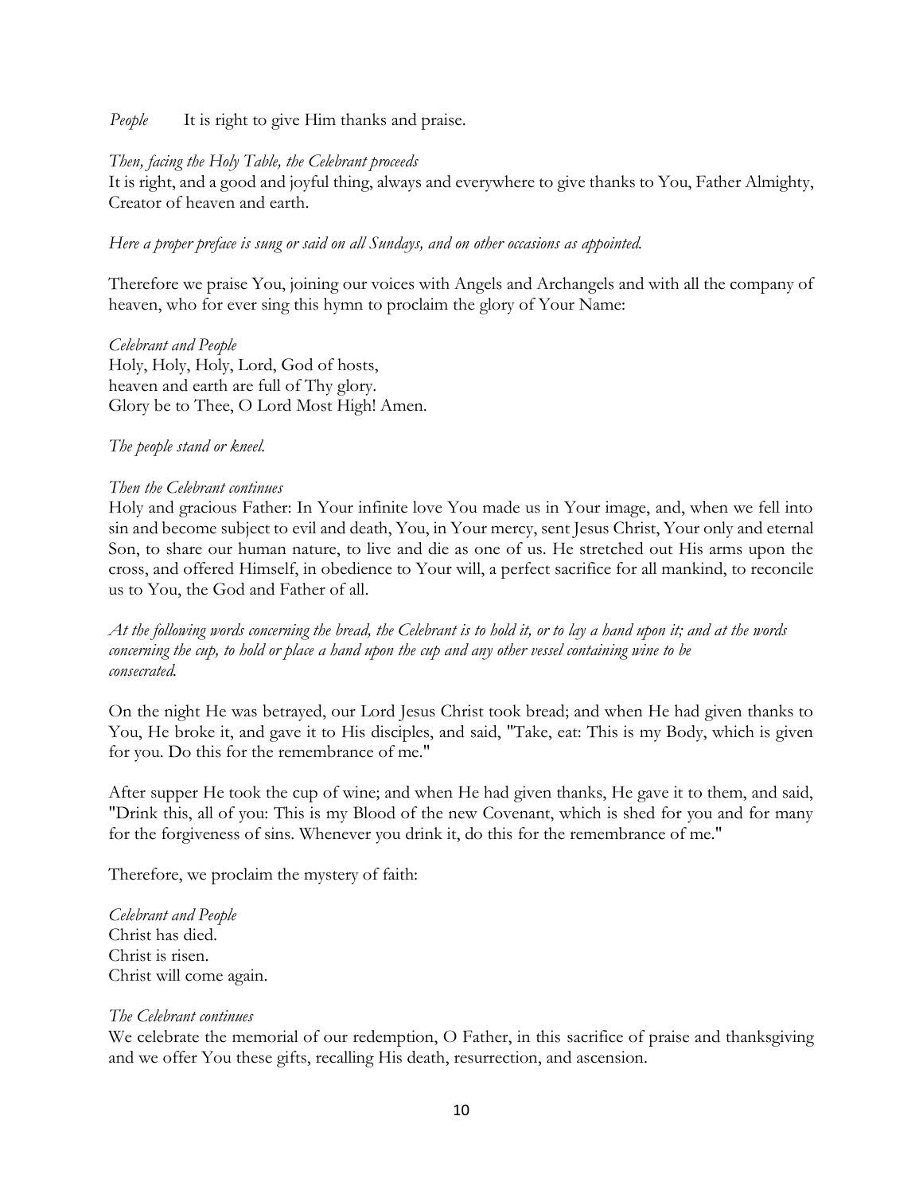*People* It is right to give Him thanks and praise.

*Then, facing the Holy Table, the Celebrant proceeds*
It is right, and a good and joyful thing, always and everywhere to give thanks to You, Father Almighty, Creator of heaven and earth.

*Here a proper preface is sung or said on all Sundays, and on other occasions as appointed.*

Therefore we praise You, joining our voices with Angels and Archangels and with all the company of heaven, who for ever sing this hymn to proclaim the glory of Your Name:

*Celebrant and People*
Holy, Holy, Holy, Lord, God of hosts,
heaven and earth are full of Thy glory.
Glory be to Thee, O Lord Most High! Amen.

*The people stand or kneel.*

*Then the Celebrant continues*
Holy and gracious Father: In Your infinite love You made us in Your image, and, when we fell into sin and become subject to evil and death, You, in Your mercy, sent Jesus Christ, Your only and eternal Son, to share our human nature, to live and die as one of us. He stretched out His arms upon the cross, and offered Himself, in obedience to Your will, a perfect sacrifice for all mankind, to reconcile us to You, the God and Father of all.

*At the following words concerning the bread, the Celebrant is to hold it, or to lay a hand upon it; and at the words concerning the cup, to hold or place a hand upon the cup and any other vessel containing wine to be consecrated.*

On the night He was betrayed, our Lord Jesus Christ took bread; and when He had given thanks to You, He broke it, and gave it to His disciples, and said, "Take, eat: This is my Body, which is given for you. Do this for the remembrance of me."

After supper He took the cup of wine; and when He had given thanks, He gave it to them, and said, "Drink this, all of you: This is my Blood of the new Covenant, which is shed for you and for many for the forgiveness of sins. Whenever you drink it, do this for the remembrance of me."

Therefore, we proclaim the mystery of faith:

*Celebrant and People*
Christ has died.
Christ is risen.
Christ will come again.

*The Celebrant continues*
We celebrate the memorial of our redemption, O Father, in this sacrifice of praise and thanksgiving and we offer You these gifts, recalling His death, resurrection, and ascension.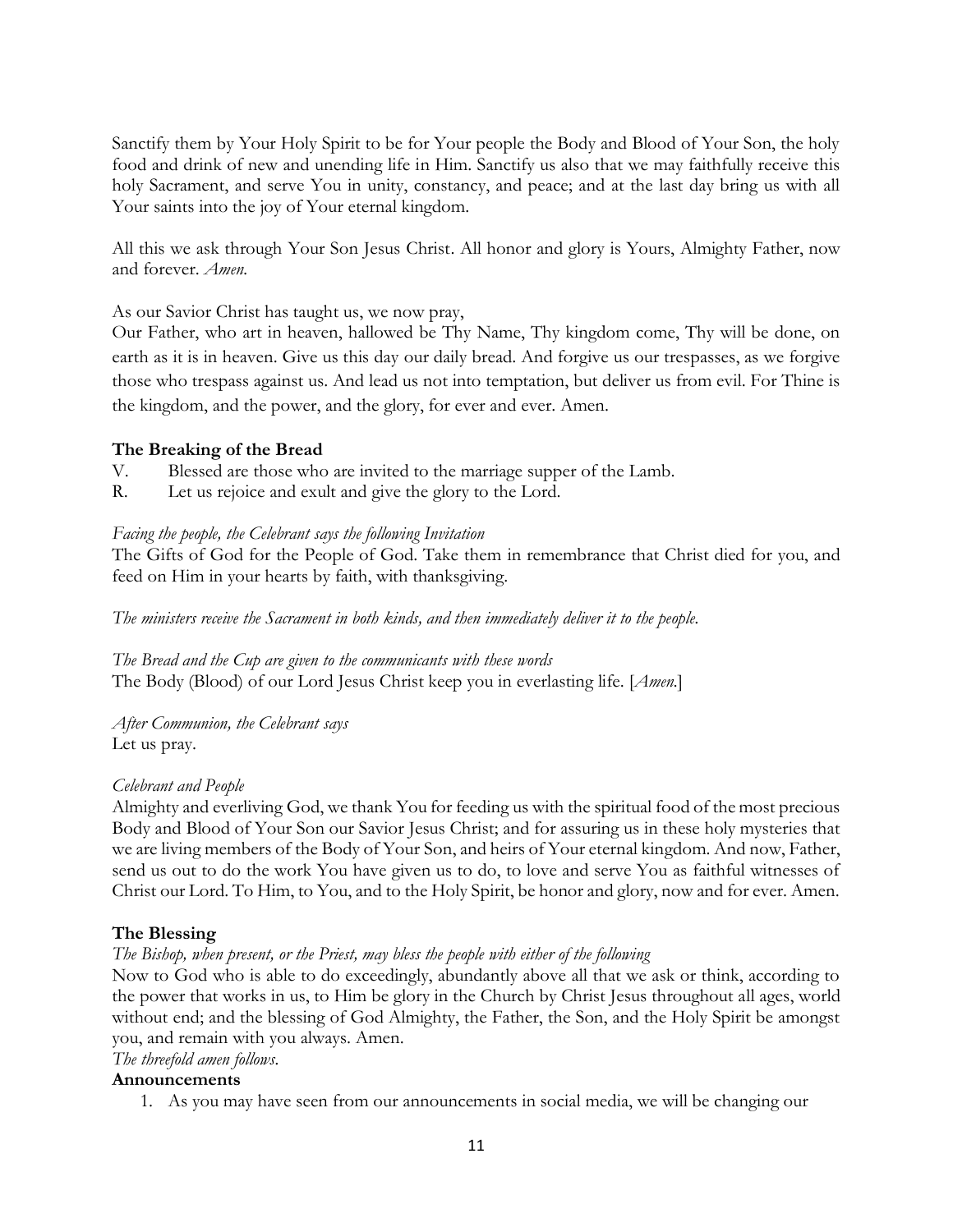Sanctify them by Your Holy Spirit to be for Your people the Body and Blood of Your Son, the holy food and drink of new and unending life in Him. Sanctify us also that we may faithfully receive this holy Sacrament, and serve You in unity, constancy, and peace; and at the last day bring us with all Your saints into the joy of Your eternal kingdom.

All this we ask through Your Son Jesus Christ. All honor and glory is Yours, Almighty Father, now and forever. *Amen.*

As our Savior Christ has taught us, we now pray,
Our Father, who art in heaven, hallowed be Thy Name, Thy kingdom come, Thy will be done, on earth as it is in heaven. Give us this day our daily bread. And forgive us our trespasses, as we forgive those who trespass against us. And lead us not into temptation, but deliver us from evil. For Thine is the kingdom, and the power, and the glory, for ever and ever. Amen.

**The Breaking of the Bread**

V. Blessed are those who are invited to the marriage supper of the Lamb.
R. Let us rejoice and exult and give the glory to the Lord.

*Facing the people, the Celebrant says the following Invitation*
The Gifts of God for the People of God. Take them in remembrance that Christ died for you, and feed on Him in your hearts by faith, with thanksgiving.

*The ministers receive the Sacrament in both kinds, and then immediately deliver it to the people.*

*The Bread and the Cup are given to the communicants with these words*
The Body (Blood) of our Lord Jesus Christ keep you in everlasting life. [*Amen.*]

*After Communion, the Celebrant says*
Let us pray.

*Celebrant and People*
Almighty and everliving God, we thank You for feeding us with the spiritual food of the most precious Body and Blood of Your Son our Savior Jesus Christ; and for assuring us in these holy mysteries that we are living members of the Body of Your Son, and heirs of Your eternal kingdom. And now, Father, send us out to do the work You have given us to do, to love and serve You as faithful witnesses of Christ our Lord. To Him, to You, and to the Holy Spirit, be honor and glory, now and for ever. Amen.

**The Blessing**

*The Bishop, when present, or the Priest, may bless the people with either of the following*
Now to God who is able to do exceedingly, abundantly above all that we ask or think, according to the power that works in us, to Him be glory in the Church by Christ Jesus throughout all ages, world without end; and the blessing of God Almighty, the Father, the Son, and the Holy Spirit be amongst you, and remain with you always. Amen.
*The threefold amen follows.*

**Announcements**

1. As you may have seen from our announcements in social media, we will be changing our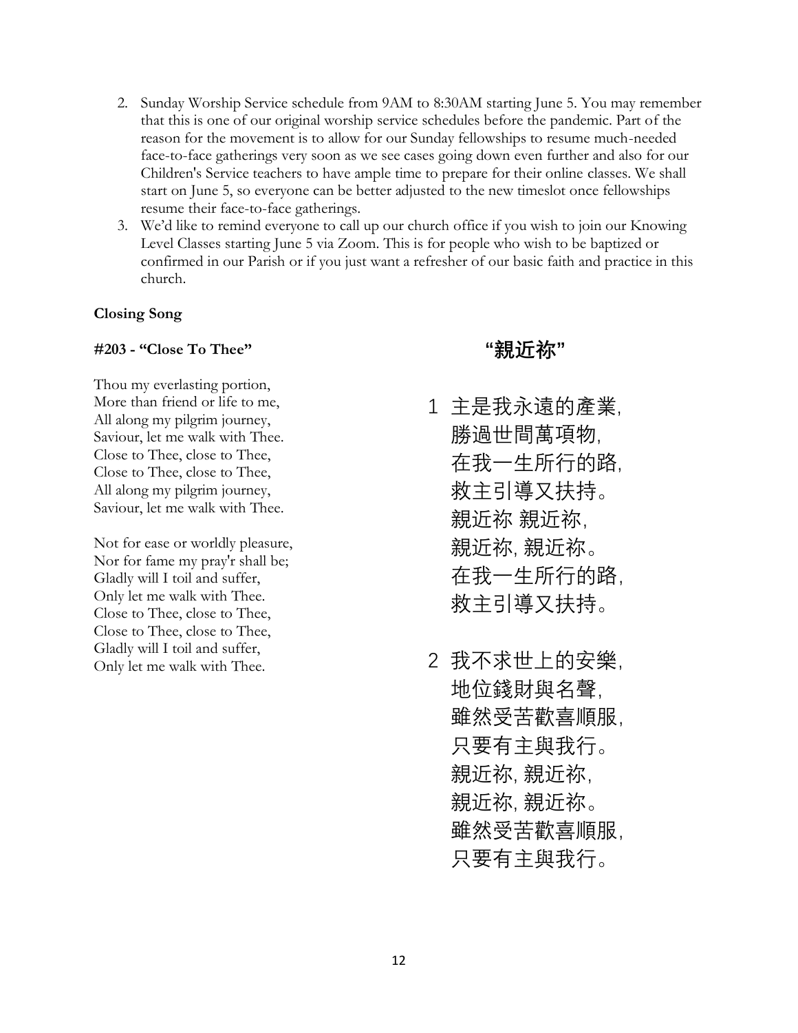2. Sunday Worship Service schedule from 9AM to 8:30AM starting June 5. You may remember that this is one of our original worship service schedules before the pandemic. Part of the reason for the movement is to allow for our Sunday fellowships to resume much-needed face-to-face gatherings very soon as we see cases going down even further and also for our Children's Service teachers to have ample time to prepare for their online classes. We shall start on June 5, so everyone can be better adjusted to the new timeslot once fellowships resume their face-to-face gatherings.
3. We'd like to remind everyone to call up our church office if you wish to join our Knowing Level Classes starting June 5 via Zoom. This is for people who wish to be baptized or confirmed in our Parish or if you just want a refresher of our basic faith and practice in this church.

**Closing Song**

**#203 - "Close To Thee"**

Thou my everlasting portion,
More than friend or life to me,
All along my pilgrim journey,
Saviour, let me walk with Thee.
Close to Thee, close to Thee,
Close to Thee, close to Thee,
All along my pilgrim journey,
Saviour, let me walk with Thee.

Not for ease or worldly pleasure,
Nor for fame my pray'r shall be;
Gladly will I toil and suffer,
Only let me walk with Thee.
Close to Thee, close to Thee,
Close to Thee, close to Thee,
Gladly will I toil and suffer,
Only let me walk with Thee.

**"親近祢"**

1 主是我永遠的產業,
勝過世間萬項物,
在我一生所行的路,
救主引導又扶持。
親近祢 親近祢,
親近祢, 親近祢。
在我一生所行的路,
救主引導又扶持。

2 我不求世上的安樂,
地位錢財與名聲,
雖然受苦歡喜順服,
只要有主與我行。
親近祢, 親近祢,
親近祢, 親近祢。
雖然受苦歡喜順服,
只要有主與我行。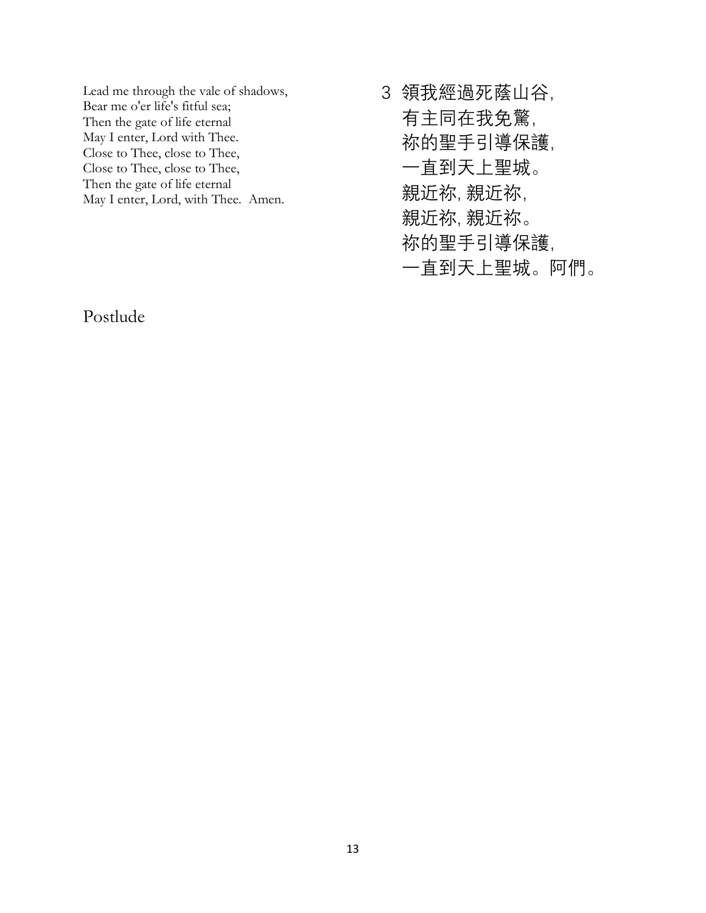Lead me through the vale of shadows,
Bear me o'er life's fitful sea;
Then the gate of life eternal
May I enter, Lord with Thee.
Close to Thee, close to Thee,
Close to Thee, close to Thee,
Then the gate of life eternal
May I enter, Lord, with Thee.  Amen.

3 領我經過死蔭山谷,
有主同在我免驚,
祢的聖手引導保護,
一直到天上聖城。
親近祢, 親近祢,
親近祢, 親近祢。
祢的聖手引導保護,
一直到天上聖城。阿們。

Postlude